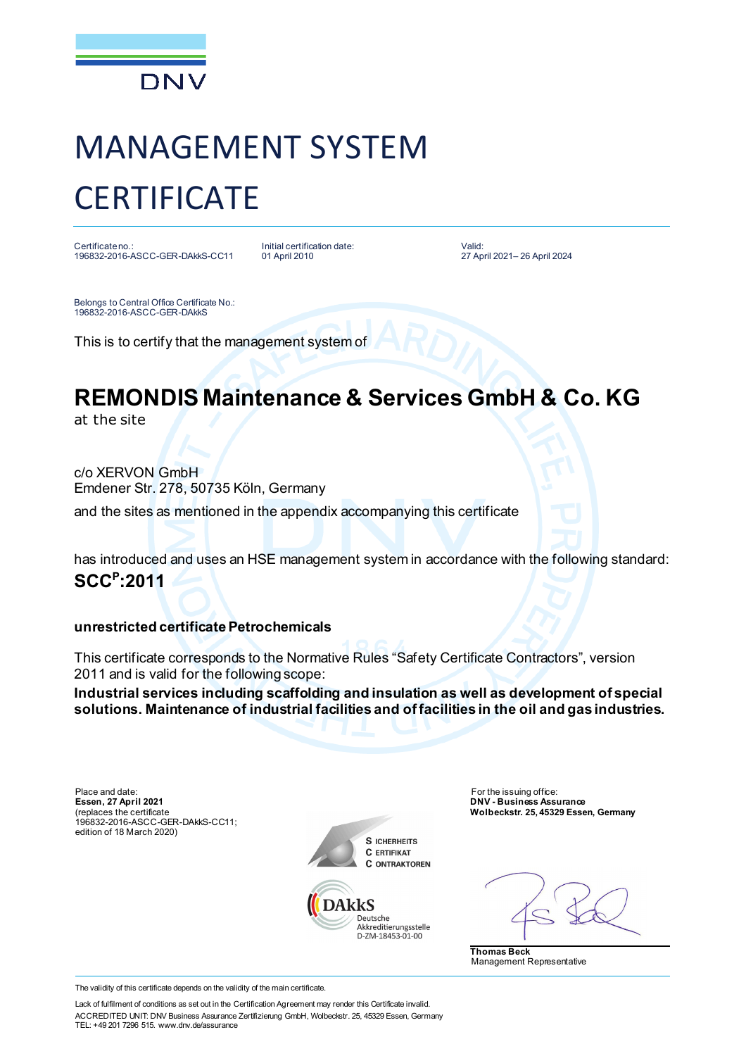DNV

# MANAGEMENT SYSTEM CERTIFICATE

Certificate no.:
196832-2016-ASCC-GER-DAkkS-CC11

Initial certification date:
01 April 2010

Valid:
27 April 2021– 26 April 2024

Belongs to Central Office Certificate No.:
196832-2016-ASCC-GER-DAkkS

This is to certify that the management system of

## REMONDIS Maintenance & Services GmbH & Co. KG

at the site

c/o XERVON GmbH
Emdener Str. 278, 50735 Köln, Germany

and the sites as mentioned in the appendix accompanying this certificate

has introduced and uses an HSE management system in accordance with the following standard:

**SCC$^{P}$:2011**

**unrestricted certificate Petrochemicals**

This certificate corresponds to the Normative Rules "Safety Certificate Contractors", version 2011 and is valid for the following scope:

**Industrial services including scaffolding and insulation as well as development of special solutions. Maintenance of industrial facilities and of facilities in the oil and gas industries.**

Place and date:
**Essen, 27 April 2021**
(replaces the certificate
196832-2016-ASCC-GER-DAkkS-CC11;
edition of 18 March 2020)

S ICHERHEITS
C ERTIFIKAT
C ONTRAKTOREN

DAkkS
Deutsche
Akkreditierungsstelle
D-ZM-18453-01-00

For the issuing office:
**DNV - Business Assurance**
**Wolbeckstr. 25, 45329 Essen, Germany**

**Thomas Beck**
Management Representative

The validity of this certificate depends on the validity of the main certificate.

Lack of fulfilment of conditions as set out in the Certification Agreement may render this Certificate invalid.
ACCREDITED UNIT: DNV Business Assurance Zertifizierung GmbH, Wolbeckstr. 25, 45329 Essen, Germany
TEL: +49 201 7296 515. www.dnv.de/assurance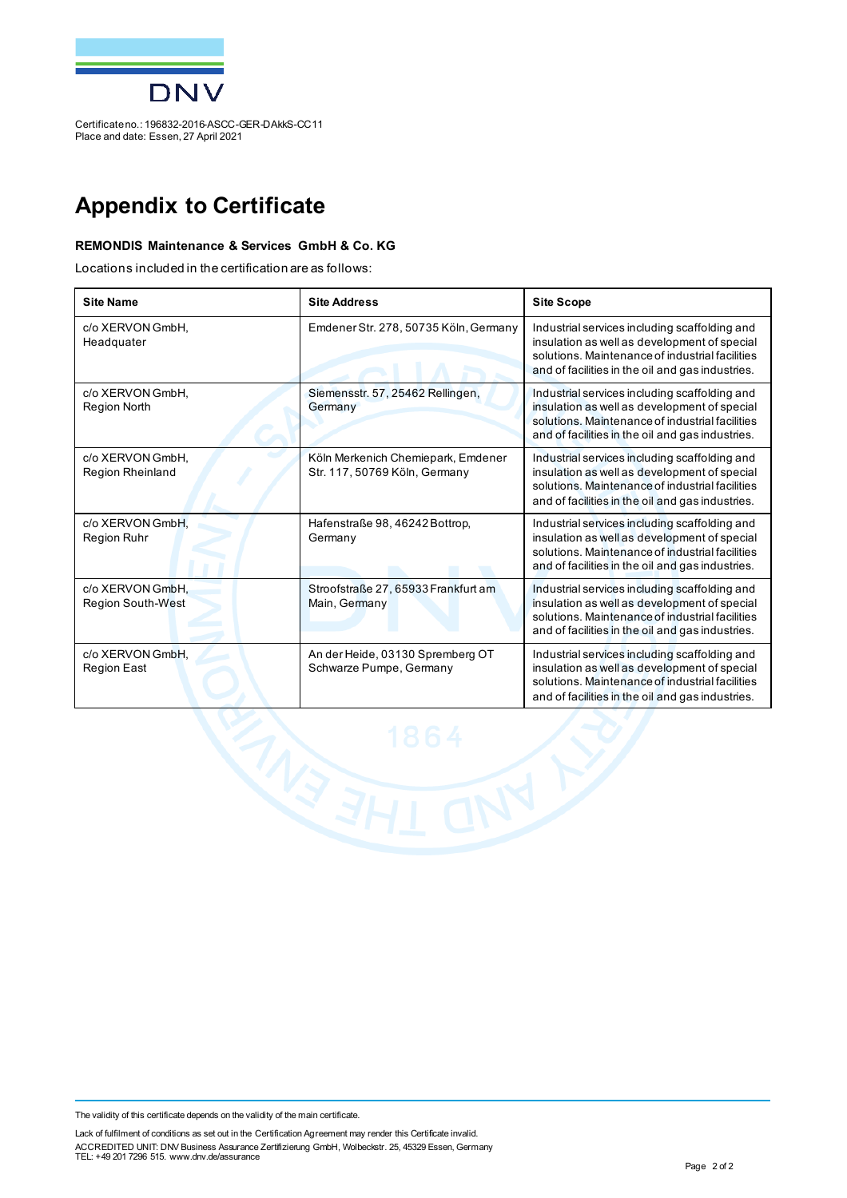Certificate no.: 196832-2016-ASCC-GER-DAkkS-CC11
Place and date: Essen, 27 April 2021

# Appendix to Certificate

**REMONDIS Maintenance & Services GmbH & Co. KG**

Locations included in the certification are as follows:

| **Site Name** | **Site Address** | **Site Scope** |
|---|---|---|
| c/o XERVON GmbH, Headquater | Emdener Str. 278, 50735 Köln, Germany | Industrial services including scaffolding and insulation as well as development of special solutions. Maintenance of industrial facilities and of facilities in the oil and gas industries. |
| c/o XERVON GmbH, Region North | Siemensstr. 57, 25462 Rellingen, Germany | Industrial services including scaffolding and insulation as well as development of special solutions. Maintenance of industrial facilities and of facilities in the oil and gas industries. |
| c/o XERVON GmbH, Region Rheinland | Köln Merkenich Chemiepark, Emdener Str. 117, 50769 Köln, Germany | Industrial services including scaffolding and insulation as well as development of special solutions. Maintenance of industrial facilities and of facilities in the oil and gas industries. |
| c/o XERVON GmbH, Region Ruhr | Hafenstraße 98, 46242 Bottrop, Germany | Industrial services including scaffolding and insulation as well as development of special solutions. Maintenance of industrial facilities and of facilities in the oil and gas industries. |
| c/o XERVON GmbH, Region South-West | Stroofstraße 27, 65933 Frankfurt am Main, Germany | Industrial services including scaffolding and insulation as well as development of special solutions. Maintenance of industrial facilities and of facilities in the oil and gas industries. |
| c/o XERVON GmbH, Region East | An der Heide, 03130 Spremberg OT Schwarze Pumpe, Germany | Industrial services including scaffolding and insulation as well as development of special solutions. Maintenance of industrial facilities and of facilities in the oil and gas industries. |

The validity of this certificate depends on the validity of the main certificate.

Lack of fulfilment of conditions as set out in the Certification Agreement may render this Certificate invalid.
ACCREDITED UNIT: DNV Business Assurance Zertifizierung GmbH, Wolbeckstr. 25, 45329 Essen, Germany
TEL: +49 201 7296 515. www.dnv.de/assurance